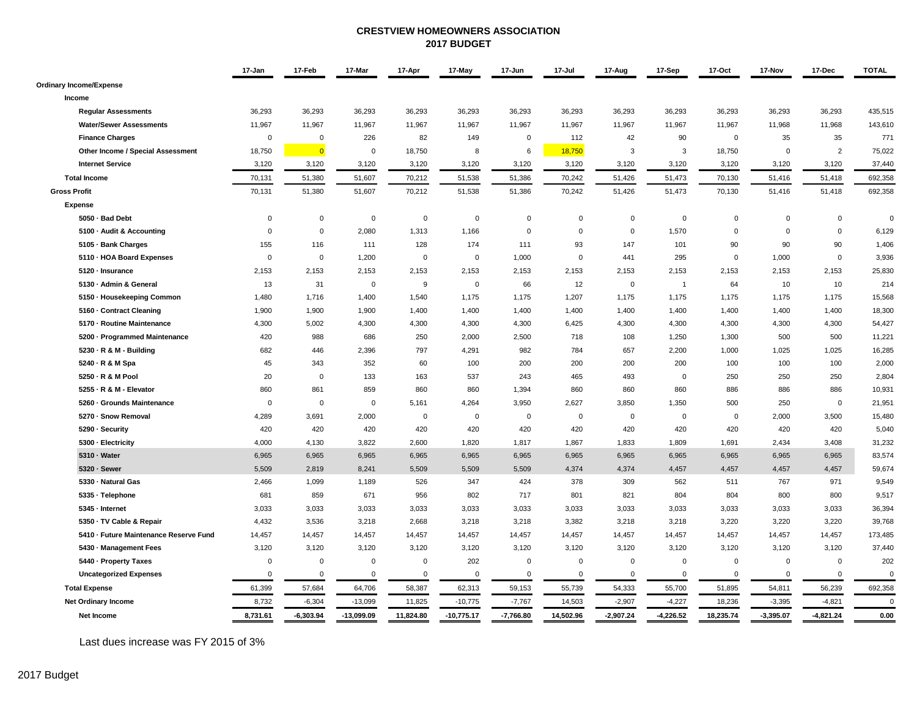# CRESTVIEW HOMEOWNERS ASSOCIATION
## 2017 BUDGET

| | 17-Jan | 17-Feb | 17-Mar | 17-Apr | 17-May | 17-Jun | 17-Jul | 17-Aug | 17-Sep | 17-Oct | 17-Nov | 17-Dec | TOTAL |
|---|---|---|---|---|---|---|---|---|---|---|---|---|---|
| **Ordinary Income/Expense** | | | | | | | | | | | | | |
| **Income** | | | | | | | | | | | | | |
| **Regular Assessments** | 36,293 | 36,293 | 36,293 | 36,293 | 36,293 | 36,293 | 36,293 | 36,293 | 36,293 | 36,293 | 36,293 | 36,293 | 435,515 |
| **Water/Sewer Assessments** | 11,967 | 11,967 | 11,967 | 11,967 | 11,967 | 11,967 | 11,967 | 11,967 | 11,967 | 11,967 | 11,968 | 11,968 | 143,610 |
| **Finance Charges** | 0 | 0 | 226 | 82 | 149 | 0 | 112 | 42 | 90 | 0 | 35 | 35 | 771 |
| **Other Income / Special Assessment** | 18,750 | 0 | 0 | 18,750 | 8 | 6 | 18,750 | 3 | 3 | 18,750 | 0 | 2 | 75,022 |
| **Internet Service** | 3,120 | 3,120 | 3,120 | 3,120 | 3,120 | 3,120 | 3,120 | 3,120 | 3,120 | 3,120 | 3,120 | 3,120 | 37,440 |
| **Total Income** | 70,131 | 51,380 | 51,607 | 70,212 | 51,538 | 51,386 | 70,242 | 51,426 | 51,473 | 70,130 | 51,416 | 51,418 | 692,358 |
| **Gross Profit** | 70,131 | 51,380 | 51,607 | 70,212 | 51,538 | 51,386 | 70,242 | 51,426 | 51,473 | 70,130 | 51,416 | 51,418 | 692,358 |
| **Expense** | | | | | | | | | | | | | |
| **5050 · Bad Debt** | 0 | 0 | 0 | 0 | 0 | 0 | 0 | 0 | 0 | 0 | 0 | 0 | 0 |
| **5100 · Audit & Accounting** | 0 | 0 | 2,080 | 1,313 | 1,166 | 0 | 0 | 0 | 1,570 | 0 | 0 | 0 | 6,129 |
| **5105 · Bank Charges** | 155 | 116 | 111 | 128 | 174 | 111 | 93 | 147 | 101 | 90 | 90 | 90 | 1,406 |
| **5110 · HOA Board Expenses** | 0 | 0 | 1,200 | 0 | 0 | 1,000 | 0 | 441 | 295 | 0 | 1,000 | 0 | 3,936 |
| **5120 · Insurance** | 2,153 | 2,153 | 2,153 | 2,153 | 2,153 | 2,153 | 2,153 | 2,153 | 2,153 | 2,153 | 2,153 | 2,153 | 25,830 |
| **5130 · Admin & General** | 13 | 31 | 0 | 9 | 0 | 66 | 12 | 0 | 1 | 64 | 10 | 10 | 214 |
| **5150 · Housekeeping Common** | 1,480 | 1,716 | 1,400 | 1,540 | 1,175 | 1,175 | 1,207 | 1,175 | 1,175 | 1,175 | 1,175 | 1,175 | 15,568 |
| **5160 · Contract Cleaning** | 1,900 | 1,900 | 1,900 | 1,400 | 1,400 | 1,400 | 1,400 | 1,400 | 1,400 | 1,400 | 1,400 | 1,400 | 18,300 |
| **5170 · Routine Maintenance** | 4,300 | 5,002 | 4,300 | 4,300 | 4,300 | 4,300 | 6,425 | 4,300 | 4,300 | 4,300 | 4,300 | 4,300 | 54,427 |
| **5200 · Programmed Maintenance** | 420 | 988 | 686 | 250 | 2,000 | 2,500 | 718 | 108 | 1,250 | 1,300 | 500 | 500 | 11,221 |
| **5230 · R & M - Building** | 682 | 446 | 2,396 | 797 | 4,291 | 982 | 784 | 657 | 2,200 | 1,000 | 1,025 | 1,025 | 16,285 |
| **5240 · R & M Spa** | 45 | 343 | 352 | 60 | 100 | 200 | 200 | 200 | 200 | 100 | 100 | 100 | 2,000 |
| **5250 · R & M Pool** | 20 | 0 | 133 | 163 | 537 | 243 | 465 | 493 | 0 | 250 | 250 | 250 | 2,804 |
| **5255 · R & M - Elevator** | 860 | 861 | 859 | 860 | 860 | 1,394 | 860 | 860 | 860 | 886 | 886 | 886 | 10,931 |
| **5260 · Grounds Maintenance** | 0 | 0 | 0 | 5,161 | 4,264 | 3,950 | 2,627 | 3,850 | 1,350 | 500 | 250 | 0 | 21,951 |
| **5270 · Snow Removal** | 4,289 | 3,691 | 2,000 | 0 | 0 | 0 | 0 | 0 | 0 | 0 | 2,000 | 3,500 | 15,480 |
| **5290 · Security** | 420 | 420 | 420 | 420 | 420 | 420 | 420 | 420 | 420 | 420 | 420 | 420 | 5,040 |
| **5300 · Electricity** | 4,000 | 4,130 | 3,822 | 2,600 | 1,820 | 1,817 | 1,867 | 1,833 | 1,809 | 1,691 | 2,434 | 3,408 | 31,232 |
| **5310 · Water** | 6,965 | 6,965 | 6,965 | 6,965 | 6,965 | 6,965 | 6,965 | 6,965 | 6,965 | 6,965 | 6,965 | 6,965 | 83,574 |
| **5320 · Sewer** | 5,509 | 2,819 | 8,241 | 5,509 | 5,509 | 5,509 | 4,374 | 4,374 | 4,457 | 4,457 | 4,457 | 4,457 | 59,674 |
| **5330 · Natural Gas** | 2,466 | 1,099 | 1,189 | 526 | 347 | 424 | 378 | 309 | 562 | 511 | 767 | 971 | 9,549 |
| **5335 · Telephone** | 681 | 859 | 671 | 956 | 802 | 717 | 801 | 821 | 804 | 804 | 800 | 800 | 9,517 |
| **5345 · Internet** | 3,033 | 3,033 | 3,033 | 3,033 | 3,033 | 3,033 | 3,033 | 3,033 | 3,033 | 3,033 | 3,033 | 3,033 | 36,394 |
| **5350 · TV Cable & Repair** | 4,432 | 3,536 | 3,218 | 2,668 | 3,218 | 3,218 | 3,382 | 3,218 | 3,218 | 3,220 | 3,220 | 3,220 | 39,768 |
| **5410 · Future Maintenance Reserve Fund** | 14,457 | 14,457 | 14,457 | 14,457 | 14,457 | 14,457 | 14,457 | 14,457 | 14,457 | 14,457 | 14,457 | 14,457 | 173,485 |
| **5430 · Management Fees** | 3,120 | 3,120 | 3,120 | 3,120 | 3,120 | 3,120 | 3,120 | 3,120 | 3,120 | 3,120 | 3,120 | 3,120 | 37,440 |
| **5440 · Property Taxes** | 0 | 0 | 0 | 0 | 202 | 0 | 0 | 0 | 0 | 0 | 0 | 0 | 202 |
| **Uncategorized Expenses** | 0 | 0 | 0 | 0 | 0 | 0 | 0 | 0 | 0 | 0 | 0 | 0 | 0 |
| **Total Expense** | 61,399 | 57,684 | 64,706 | 58,387 | 62,313 | 59,153 | 55,739 | 54,333 | 55,700 | 51,895 | 54,811 | 56,239 | 692,358 |
| **Net Ordinary Income** | 8,732 | -6,304 | -13,099 | 11,825 | -10,775 | -7,767 | 14,503 | -2,907 | -4,227 | 18,236 | -3,395 | -4,821 | 0 |
| **Net Income** | **8,731.61** | **-6,303.94** | **-13,099.09** | **11,824.80** | **-10,775.17** | **-7,766.80** | **14,502.96** | **-2,907.24** | **-4,226.52** | **18,235.74** | **-3,395.07** | **-4,821.24** | **0.00** |

Last dues increase was FY 2015 of 3%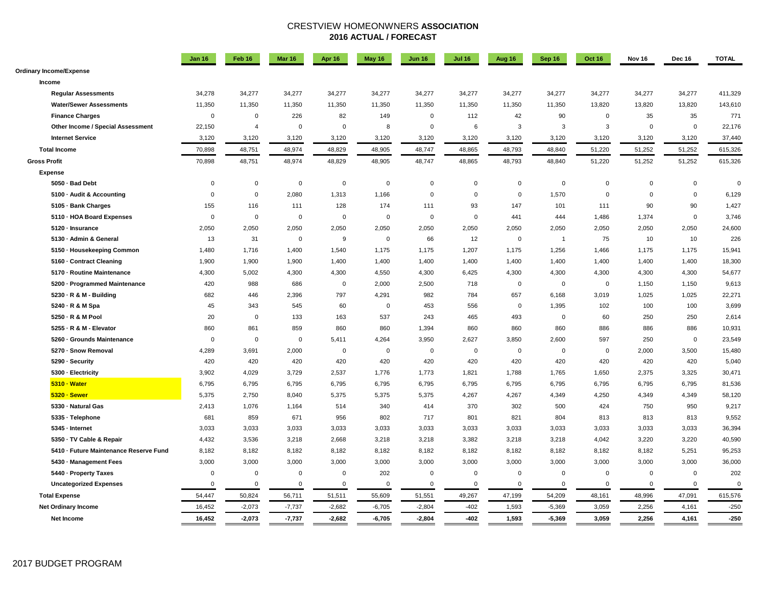# CRESTVIEW HOMEONWNERS ASSOCIATION
## 2016 ACTUAL / FORECAST

| | Jan 16 | Feb 16 | Mar 16 | Apr 16 | May 16 | Jun 16 | Jul 16 | Aug 16 | Sep 16 | Oct 16 | Nov 16 | Dec 16 | TOTAL |
|---|---|---|---|---|---|---|---|---|---|---|---|---|---|
| **Ordinary Income/Expense** | | | | | | | | | | | | | |
| **Income** | | | | | | | | | | | | | |
| **Regular Assessments** | 34,278 | 34,277 | 34,277 | 34,277 | 34,277 | 34,277 | 34,277 | 34,277 | 34,277 | 34,277 | 34,277 | 34,277 | 411,329 |
| **Water/Sewer Assessments** | 11,350 | 11,350 | 11,350 | 11,350 | 11,350 | 11,350 | 11,350 | 11,350 | 11,350 | 13,820 | 13,820 | 13,820 | 143,610 |
| **Finance Charges** | 0 | 0 | 226 | 82 | 149 | 0 | 112 | 42 | 90 | 0 | 35 | 35 | 771 |
| **Other Income / Special Assessment** | 22,150 | 4 | 0 | 0 | 8 | 0 | 6 | 3 | 3 | 3 | 0 | 0 | 22,176 |
| **Internet Service** | 3,120 | 3,120 | 3,120 | 3,120 | 3,120 | 3,120 | 3,120 | 3,120 | 3,120 | 3,120 | 3,120 | 3,120 | 37,440 |
| **Total Income** | 70,898 | 48,751 | 48,974 | 48,829 | 48,905 | 48,747 | 48,865 | 48,793 | 48,840 | 51,220 | 51,252 | 51,252 | 615,326 |
| **Gross Profit** | 70,898 | 48,751 | 48,974 | 48,829 | 48,905 | 48,747 | 48,865 | 48,793 | 48,840 | 51,220 | 51,252 | 51,252 | 615,326 |
| **Expense** | | | | | | | | | | | | | |
| **5050 · Bad Debt** | 0 | 0 | 0 | 0 | 0 | 0 | 0 | 0 | 0 | 0 | 0 | 0 | 0 |
| **5100 · Audit & Accounting** | 0 | 0 | 2,080 | 1,313 | 1,166 | 0 | 0 | 0 | 1,570 | 0 | 0 | 0 | 6,129 |
| **5105 · Bank Charges** | 155 | 116 | 111 | 128 | 174 | 111 | 93 | 147 | 101 | 111 | 90 | 90 | 1,427 |
| **5110 · HOA Board Expenses** | 0 | 0 | 0 | 0 | 0 | 0 | 0 | 441 | 444 | 1,486 | 1,374 | 0 | 3,746 |
| **5120 · Insurance** | 2,050 | 2,050 | 2,050 | 2,050 | 2,050 | 2,050 | 2,050 | 2,050 | 2,050 | 2,050 | 2,050 | 2,050 | 24,600 |
| **5130 · Admin & General** | 13 | 31 | 0 | 9 | 0 | 66 | 12 | 0 | 1 | 75 | 10 | 10 | 226 |
| **5150 · Housekeeping Common** | 1,480 | 1,716 | 1,400 | 1,540 | 1,175 | 1,175 | 1,207 | 1,175 | 1,256 | 1,466 | 1,175 | 1,175 | 15,941 |
| **5160 · Contract Cleaning** | 1,900 | 1,900 | 1,900 | 1,400 | 1,400 | 1,400 | 1,400 | 1,400 | 1,400 | 1,400 | 1,400 | 1,400 | 18,300 |
| **5170 · Routine Maintenance** | 4,300 | 5,002 | 4,300 | 4,300 | 4,550 | 4,300 | 6,425 | 4,300 | 4,300 | 4,300 | 4,300 | 4,300 | 54,677 |
| **5200 · Programmed Maintenance** | 420 | 988 | 686 | 0 | 2,000 | 2,500 | 718 | 0 | 0 | 0 | 1,150 | 1,150 | 9,613 |
| **5230 · R & M - Building** | 682 | 446 | 2,396 | 797 | 4,291 | 982 | 784 | 657 | 6,168 | 3,019 | 1,025 | 1,025 | 22,271 |
| **5240 · R & M Spa** | 45 | 343 | 545 | 60 | 0 | 453 | 556 | 0 | 1,395 | 102 | 100 | 100 | 3,699 |
| **5250 · R & M Pool** | 20 | 0 | 133 | 163 | 537 | 243 | 465 | 493 | 0 | 60 | 250 | 250 | 2,614 |
| **5255 · R & M - Elevator** | 860 | 861 | 859 | 860 | 860 | 1,394 | 860 | 860 | 860 | 886 | 886 | 886 | 10,931 |
| **5260 · Grounds Maintenance** | 0 | 0 | 0 | 5,411 | 4,264 | 3,950 | 2,627 | 3,850 | 2,600 | 597 | 250 | 0 | 23,549 |
| **5270 · Snow Removal** | 4,289 | 3,691 | 2,000 | 0 | 0 | 0 | 0 | 0 | 0 | 0 | 2,000 | 3,500 | 15,480 |
| **5290 · Security** | 420 | 420 | 420 | 420 | 420 | 420 | 420 | 420 | 420 | 420 | 420 | 420 | 5,040 |
| **5300 · Electricity** | 3,902 | 4,029 | 3,729 | 2,537 | 1,776 | 1,773 | 1,821 | 1,788 | 1,765 | 1,650 | 2,375 | 3,325 | 30,471 |
| **5310 · Water** | 6,795 | 6,795 | 6,795 | 6,795 | 6,795 | 6,795 | 6,795 | 6,795 | 6,795 | 6,795 | 6,795 | 6,795 | 81,536 |
| **5320 · Sewer** | 5,375 | 2,750 | 8,040 | 5,375 | 5,375 | 5,375 | 4,267 | 4,267 | 4,349 | 4,250 | 4,349 | 4,349 | 58,120 |
| **5330 · Natural Gas** | 2,413 | 1,076 | 1,164 | 514 | 340 | 414 | 370 | 302 | 500 | 424 | 750 | 950 | 9,217 |
| **5335 · Telephone** | 681 | 859 | 671 | 956 | 802 | 717 | 801 | 821 | 804 | 813 | 813 | 813 | 9,552 |
| **5345 · Internet** | 3,033 | 3,033 | 3,033 | 3,033 | 3,033 | 3,033 | 3,033 | 3,033 | 3,033 | 3,033 | 3,033 | 3,033 | 36,394 |
| **5350 · TV Cable & Repair** | 4,432 | 3,536 | 3,218 | 2,668 | 3,218 | 3,218 | 3,382 | 3,218 | 3,218 | 4,042 | 3,220 | 3,220 | 40,590 |
| **5410 · Future Maintenance Reserve Fund** | 8,182 | 8,182 | 8,182 | 8,182 | 8,182 | 8,182 | 8,182 | 8,182 | 8,182 | 8,182 | 8,182 | 5,251 | 95,253 |
| **5430 · Management Fees** | 3,000 | 3,000 | 3,000 | 3,000 | 3,000 | 3,000 | 3,000 | 3,000 | 3,000 | 3,000 | 3,000 | 3,000 | 36,000 |
| **5440 · Property Taxes** | 0 | 0 | 0 | 0 | 202 | 0 | 0 | 0 | 0 | 0 | 0 | 0 | 202 |
| **Uncategorized Expenses** | 0 | 0 | 0 | 0 | 0 | 0 | 0 | 0 | 0 | 0 | 0 | 0 | 0 |
| **Total Expense** | 54,447 | 50,824 | 56,711 | 51,511 | 55,609 | 51,551 | 49,267 | 47,199 | 54,209 | 48,161 | 48,996 | 47,091 | 615,576 |
| **Net Ordinary Income** | 16,452 | -2,073 | -7,737 | -2,682 | -6,705 | -2,804 | -402 | 1,593 | -5,369 | 3,059 | 2,256 | 4,161 | -250 |
| **Net Income** | **16,452** | **-2,073** | **-7,737** | **-2,682** | **-6,705** | **-2,804** | **-402** | **1,593** | **-5,369** | **3,059** | **2,256** | **4,161** | **-250** |

2017 BUDGET PROGRAM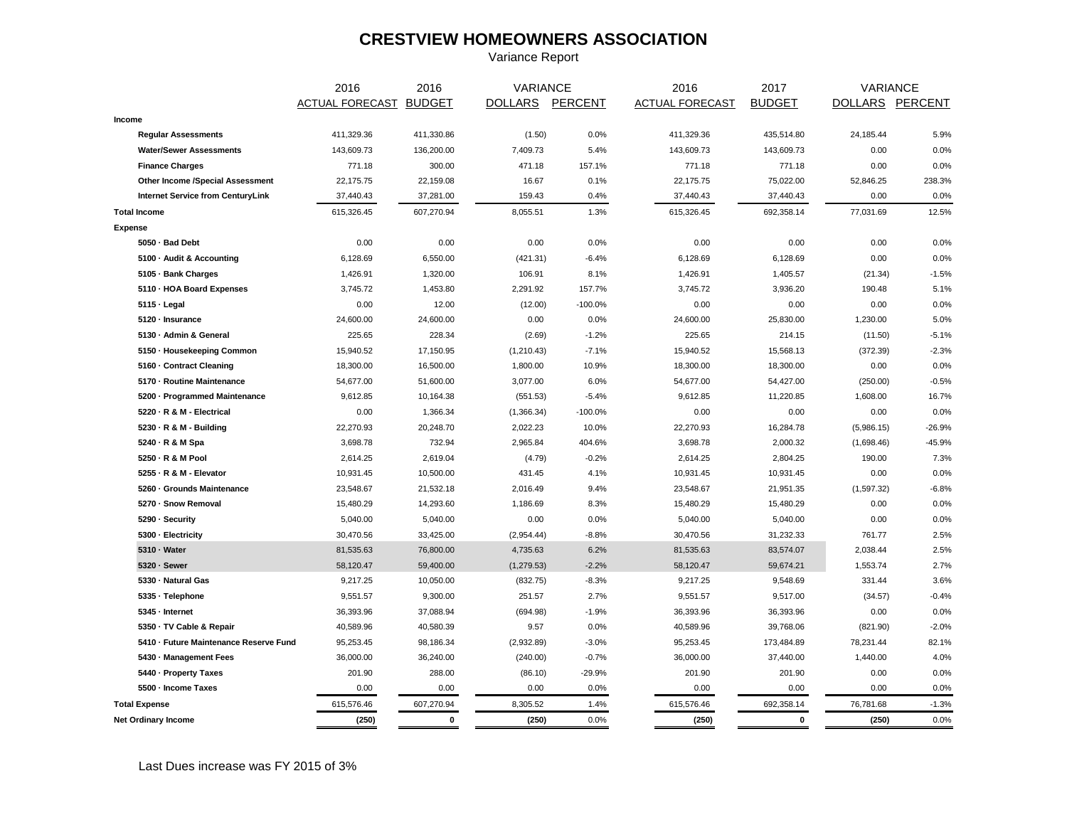# CRESTVIEW HOMEOWNERS ASSOCIATION

Variance Report

| | 2016 ACTUAL FORECAST | 2016 BUDGET | VARIANCE DOLLARS | VARIANCE PERCENT | 2016 ACTUAL FORECAST | 2017 BUDGET | VARIANCE DOLLARS | VARIANCE PERCENT |
|---|---|---|---|---|---|---|---|---|
| **Income** | | | | | | | | |
| **Regular Assessments** | 411,329.36 | 411,330.86 | (1.50) | 0.0% | 411,329.36 | 435,514.80 | 24,185.44 | 5.9% |
| **Water/Sewer Assessments** | 143,609.73 | 136,200.00 | 7,409.73 | 5.4% | 143,609.73 | 143,609.73 | 0.00 | 0.0% |
| **Finance Charges** | 771.18 | 300.00 | 471.18 | 157.1% | 771.18 | 771.18 | 0.00 | 0.0% |
| **Other Income /Special Assessment** | 22,175.75 | 22,159.08 | 16.67 | 0.1% | 22,175.75 | 75,022.00 | 52,846.25 | 238.3% |
| **Internet Service from CenturyLink** | 37,440.43 | 37,281.00 | 159.43 | 0.4% | 37,440.43 | 37,440.43 | 0.00 | 0.0% |
| **Total Income** | 615,326.45 | 607,270.94 | 8,055.51 | 1.3% | 615,326.45 | 692,358.14 | 77,031.69 | 12.5% |
| **Expense** | | | | | | | | |
| **5050 · Bad Debt** | 0.00 | 0.00 | 0.00 | 0.0% | 0.00 | 0.00 | 0.00 | 0.0% |
| **5100 · Audit & Accounting** | 6,128.69 | 6,550.00 | (421.31) | -6.4% | 6,128.69 | 6,128.69 | 0.00 | 0.0% |
| **5105 · Bank Charges** | 1,426.91 | 1,320.00 | 106.91 | 8.1% | 1,426.91 | 1,405.57 | (21.34) | -1.5% |
| **5110 · HOA Board Expenses** | 3,745.72 | 1,453.80 | 2,291.92 | 157.7% | 3,745.72 | 3,936.20 | 190.48 | 5.1% |
| **5115 · Legal** | 0.00 | 12.00 | (12.00) | -100.0% | 0.00 | 0.00 | 0.00 | 0.0% |
| **5120 · Insurance** | 24,600.00 | 24,600.00 | 0.00 | 0.0% | 24,600.00 | 25,830.00 | 1,230.00 | 5.0% |
| **5130 · Admin & General** | 225.65 | 228.34 | (2.69) | -1.2% | 225.65 | 214.15 | (11.50) | -5.1% |
| **5150 · Housekeeping Common** | 15,940.52 | 17,150.95 | (1,210.43) | -7.1% | 15,940.52 | 15,568.13 | (372.39) | -2.3% |
| **5160 · Contract Cleaning** | 18,300.00 | 16,500.00 | 1,800.00 | 10.9% | 18,300.00 | 18,300.00 | 0.00 | 0.0% |
| **5170 · Routine Maintenance** | 54,677.00 | 51,600.00 | 3,077.00 | 6.0% | 54,677.00 | 54,427.00 | (250.00) | -0.5% |
| **5200 · Programmed Maintenance** | 9,612.85 | 10,164.38 | (551.53) | -5.4% | 9,612.85 | 11,220.85 | 1,608.00 | 16.7% |
| **5220 · R & M - Electrical** | 0.00 | 1,366.34 | (1,366.34) | -100.0% | 0.00 | 0.00 | 0.00 | 0.0% |
| **5230 · R & M - Building** | 22,270.93 | 20,248.70 | 2,022.23 | 10.0% | 22,270.93 | 16,284.78 | (5,986.15) | -26.9% |
| **5240 · R & M Spa** | 3,698.78 | 732.94 | 2,965.84 | 404.6% | 3,698.78 | 2,000.32 | (1,698.46) | -45.9% |
| **5250 · R & M Pool** | 2,614.25 | 2,619.04 | (4.79) | -0.2% | 2,614.25 | 2,804.25 | 190.00 | 7.3% |
| **5255 · R & M - Elevator** | 10,931.45 | 10,500.00 | 431.45 | 4.1% | 10,931.45 | 10,931.45 | 0.00 | 0.0% |
| **5260 · Grounds Maintenance** | 23,548.67 | 21,532.18 | 2,016.49 | 9.4% | 23,548.67 | 21,951.35 | (1,597.32) | -6.8% |
| **5270 · Snow Removal** | 15,480.29 | 14,293.60 | 1,186.69 | 8.3% | 15,480.29 | 15,480.29 | 0.00 | 0.0% |
| **5290 · Security** | 5,040.00 | 5,040.00 | 0.00 | 0.0% | 5,040.00 | 5,040.00 | 0.00 | 0.0% |
| **5300 · Electricity** | 30,470.56 | 33,425.00 | (2,954.44) | -8.8% | 30,470.56 | 31,232.33 | 761.77 | 2.5% |
| **5310 · Water** | 81,535.63 | 76,800.00 | 4,735.63 | 6.2% | 81,535.63 | 83,574.07 | 2,038.44 | 2.5% |
| **5320 · Sewer** | 58,120.47 | 59,400.00 | (1,279.53) | -2.2% | 58,120.47 | 59,674.21 | 1,553.74 | 2.7% |
| **5330 · Natural Gas** | 9,217.25 | 10,050.00 | (832.75) | -8.3% | 9,217.25 | 9,548.69 | 331.44 | 3.6% |
| **5335 · Telephone** | 9,551.57 | 9,300.00 | 251.57 | 2.7% | 9,551.57 | 9,517.00 | (34.57) | -0.4% |
| **5345 · Internet** | 36,393.96 | 37,088.94 | (694.98) | -1.9% | 36,393.96 | 36,393.96 | 0.00 | 0.0% |
| **5350 · TV Cable & Repair** | 40,589.96 | 40,580.39 | 9.57 | 0.0% | 40,589.96 | 39,768.06 | (821.90) | -2.0% |
| **5410 · Future Maintenance Reserve Fund** | 95,253.45 | 98,186.34 | (2,932.89) | -3.0% | 95,253.45 | 173,484.89 | 78,231.44 | 82.1% |
| **5430 · Management Fees** | 36,000.00 | 36,240.00 | (240.00) | -0.7% | 36,000.00 | 37,440.00 | 1,440.00 | 4.0% |
| **5440 · Property Taxes** | 201.90 | 288.00 | (86.10) | -29.9% | 201.90 | 201.90 | 0.00 | 0.0% |
| **5500 · Income Taxes** | 0.00 | 0.00 | 0.00 | 0.0% | 0.00 | 0.00 | 0.00 | 0.0% |
| **Total Expense** | 615,576.46 | 607,270.94 | 8,305.52 | 1.4% | 615,576.46 | 692,358.14 | 76,781.68 | -1.3% |
| **Net Ordinary Income** | **(250)** | **0** | **(250)** | 0.0% | **(250)** | **0** | **(250)** | 0.0% |

Last Dues increase was FY 2015 of 3%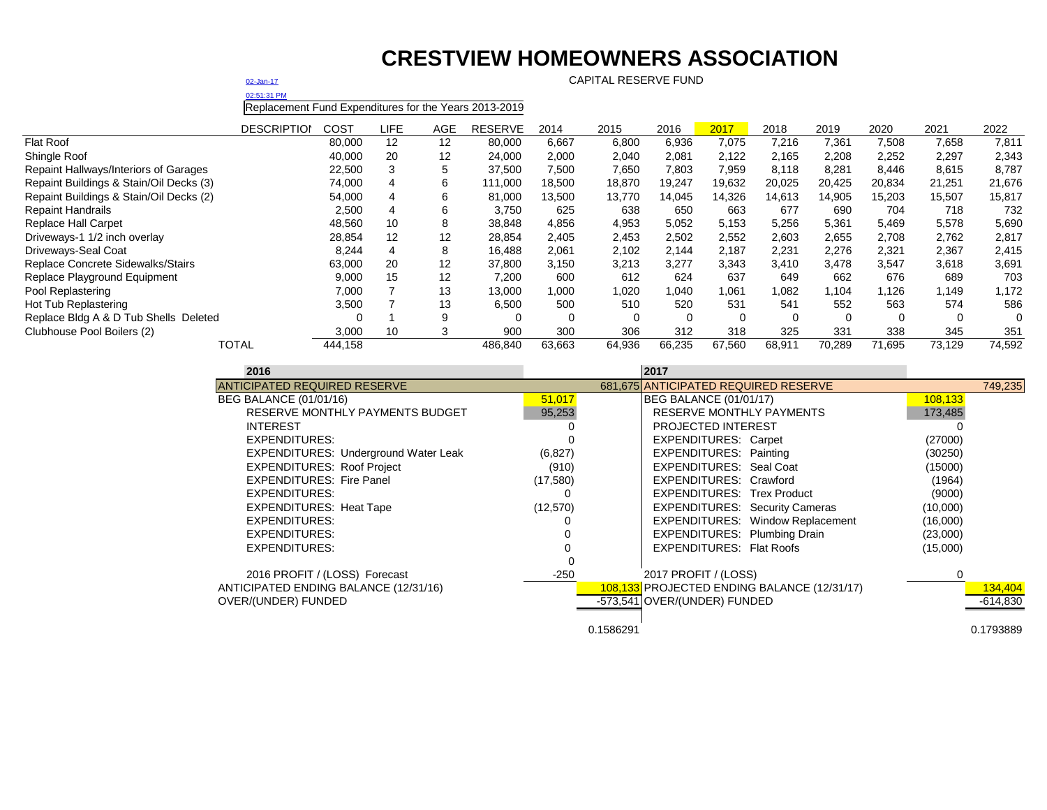# CRESTVIEW HOMEOWNERS ASSOCIATION

02-Jan-17

02:51:31 PM

CAPITAL RESERVE FUND

Replacement Fund Expenditures for the Years 2013-2019

| DESCRIPTION | COST | LIFE | AGE | RESERVE | 2014 | 2015 | 2016 | 2017 | 2018 | 2019 | 2020 | 2021 | 2022 |
|---|---|---|---|---|---|---|---|---|---|---|---|---|---|
| Flat Roof | 80,000 | 12 | 12 | 80,000 | 6,667 | 6,800 | 6,936 | 7,075 | 7,216 | 7,361 | 7,508 | 7,658 | 7,811 |
| Shingle Roof | 40,000 | 20 | 12 | 24,000 | 2,000 | 2,040 | 2,081 | 2,122 | 2,165 | 2,208 | 2,252 | 2,297 | 2,343 |
| Repaint Hallways/Interiors of Garages | 22,500 | 3 | 5 | 37,500 | 7,500 | 7,650 | 7,803 | 7,959 | 8,118 | 8,281 | 8,446 | 8,615 | 8,787 |
| Repaint Buildings & Stain/Oil Decks (3) | 74,000 | 4 | 6 | 111,000 | 18,500 | 18,870 | 19,247 | 19,632 | 20,025 | 20,425 | 20,834 | 21,251 | 21,676 |
| Repaint Buildings & Stain/Oil Decks (2) | 54,000 | 4 | 6 | 81,000 | 13,500 | 13,770 | 14,045 | 14,326 | 14,613 | 14,905 | 15,203 | 15,507 | 15,817 |
| Repaint Handrails | 2,500 | 4 | 6 | 3,750 | 625 | 638 | 650 | 663 | 677 | 690 | 704 | 718 | 732 |
| Replace Hall Carpet | 48,560 | 10 | 8 | 38,848 | 4,856 | 4,953 | 5,052 | 5,153 | 5,256 | 5,361 | 5,469 | 5,578 | 5,690 |
| Driveways-1 1/2 inch overlay | 28,854 | 12 | 12 | 28,854 | 2,405 | 2,453 | 2,502 | 2,552 | 2,603 | 2,655 | 2,708 | 2,762 | 2,817 |
| Driveways-Seal Coat | 8,244 | 4 | 8 | 16,488 | 2,061 | 2,102 | 2,144 | 2,187 | 2,231 | 2,276 | 2,321 | 2,367 | 2,415 |
| Replace Concrete Sidewalks/Stairs | 63,000 | 20 | 12 | 37,800 | 3,150 | 3,213 | 3,277 | 3,343 | 3,410 | 3,478 | 3,547 | 3,618 | 3,691 |
| Replace Playground Equipment | 9,000 | 15 | 12 | 7,200 | 600 | 612 | 624 | 637 | 649 | 662 | 676 | 689 | 703 |
| Pool Replastering | 7,000 | 7 | 13 | 13,000 | 1,000 | 1,020 | 1,040 | 1,061 | 1,082 | 1,104 | 1,126 | 1,149 | 1,172 |
| Hot Tub Replastering | 3,500 | 7 | 13 | 6,500 | 500 | 510 | 520 | 531 | 541 | 552 | 563 | 574 | 586 |
| Replace Bldg A & D Tub Shells Deleted | 0 | 1 | 9 | 0 | 0 | 0 | 0 | 0 | 0 | 0 | 0 | 0 | 0 |
| Clubhouse Pool Boilers (2) | 3,000 | 10 | 3 | 900 | 300 | 306 | 312 | 318 | 325 | 331 | 338 | 345 | 351 |
| TOTAL | 444,158 | | | 486,840 | 63,663 | 64,936 | 66,235 | 67,560 | 68,911 | 70,289 | 71,695 | 73,129 | 74,592 |

| 2016 | | | 2017 | | |
|---|---|---|---|---|---|
| ANTICIPATED REQUIRED RESERVE | | 681,675 | ANTICIPATED REQUIRED RESERVE | | 749,235 |
| BEG BALANCE (01/01/16) | 51,017 | | BEG BALANCE (01/01/17) | 108,133 | |
| RESERVE MONTHLY PAYMENTS BUDGET | 95,253 | | RESERVE MONTHLY PAYMENTS | 173,485 | |
| INTEREST | 0 | | PROJECTED INTEREST | 0 | |
| EXPENDITURES: | 0 | | EXPENDITURES: Carpet | (27000) | |
| EXPENDITURES: Underground Water Leak | (6,827) | | EXPENDITURES: Painting | (30250) | |
| EXPENDITURES: Roof Project | (910) | | EXPENDITURES: Seal Coat | (15000) | |
| EXPENDITURES: Fire Panel | (17,580) | | EXPENDITURES: Crawford | (1964) | |
| EXPENDITURES: | 0 | | EXPENDITURES: Trex Product | (9000) | |
| EXPENDITURES: Heat Tape | (12,570) | | EXPENDITURES: Security Cameras | (10,000) | |
| EXPENDITURES: | 0 | | EXPENDITURES: Window Replacement | (16,000) | |
| EXPENDITURES: | 0 | | EXPENDITURES: Plumbing Drain | (23,000) | |
| EXPENDITURES: | 0 | | EXPENDITURES: Flat Roofs | (15,000) | |
| | 0 | | | | |
| 2016 PROFIT / (LOSS) Forecast | -250 | | 2017 PROFIT / (LOSS) | 0 | |
| ANTICIPATED ENDING BALANCE (12/31/16) | | 108,133 | PROJECTED ENDING BALANCE (12/31/17) | | 134,404 |
| OVER/(UNDER) FUNDED | | -573,541 | OVER/(UNDER) FUNDED | | -614,830 |
| | | 0.1586291 | | | 0.1793889 |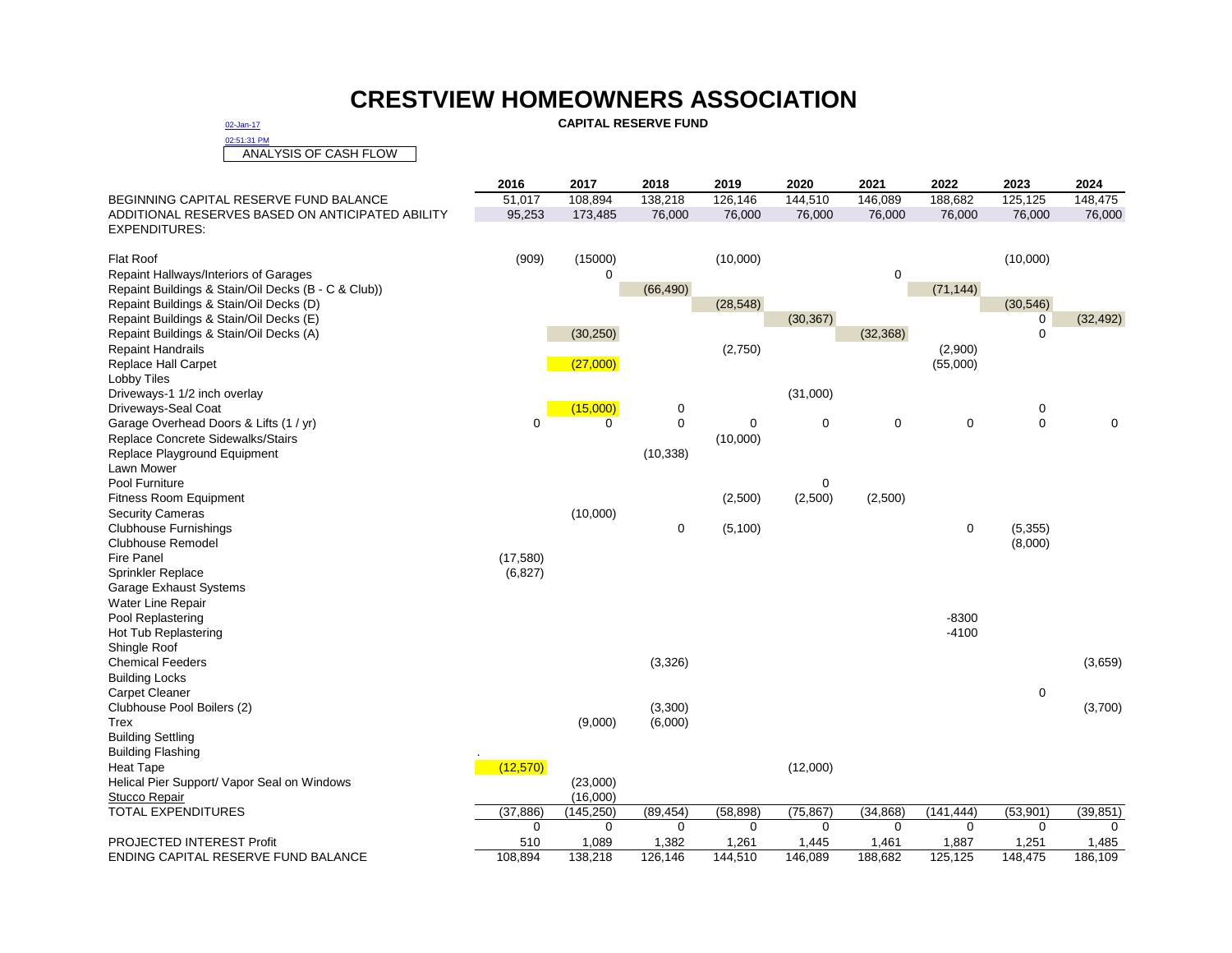# CRESTVIEW HOMEOWNERS ASSOCIATION

**CAPITAL RESERVE FUND**

02-Jan-17

02:51:31 PM

ANALYSIS OF CASH FLOW

| | 2016 | 2017 | 2018 | 2019 | 2020 | 2021 | 2022 | 2023 | 2024 |
|---|---|---|---|---|---|---|---|---|---|
| BEGINNING CAPITAL RESERVE FUND BALANCE | 51,017 | 108,894 | 138,218 | 126,146 | 144,510 | 146,089 | 188,682 | 125,125 | 148,475 |
| ADDITIONAL RESERVES BASED ON ANTICIPATED ABILITY | 95,253 | 173,485 | 76,000 | 76,000 | 76,000 | 76,000 | 76,000 | 76,000 | 76,000 |
| EXPENDITURES: | | | | | | | | | |
| Flat Roof | (909) | (15000) | | (10,000) | | | | (10,000) | |
| Repaint Hallways/Interiors of Garages | | 0 | | | | 0 | | | |
| Repaint Buildings & Stain/Oil Decks (B - C & Club)) | | | (66,490) | | | | (71,144) | | |
| Repaint Buildings & Stain/Oil Decks (D) | | | | (28,548) | | | | (30,546) | |
| Repaint Buildings & Stain/Oil Decks (E) | | | | | (30,367) | | | 0 | (32,492) |
| Repaint Buildings & Stain/Oil Decks (A) | | (30,250) | | | | (32,368) | | 0 | |
| Repaint Handrails | | | | (2,750) | | | (2,900) | | |
| Replace Hall Carpet | | (27,000) | | | | | (55,000) | | |
| Lobby Tiles | | | | | | | | | |
| Driveways-1 1/2 inch overlay | | | | | (31,000) | | | | |
| Driveways-Seal Coat | | (15,000) | 0 | | | | | 0 | |
| Garage Overhead Doors & Lifts (1 / yr) | 0 | 0 | 0 | 0 | 0 | 0 | 0 | 0 | 0 |
| Replace Concrete Sidewalks/Stairs | | | | (10,000) | | | | | |
| Replace Playground Equipment | | | (10,338) | | | | | | |
| Lawn Mower | | | | | | | | | |
| Pool Furniture | | | | | 0 | | | | |
| Fitness Room Equipment | | | | (2,500) | (2,500) | (2,500) | | | |
| Security Cameras | | (10,000) | | | | | | | |
| Clubhouse Furnishings | | | 0 | (5,100) | | | 0 | (5,355) | |
| Clubhouse Remodel | | | | | | | | (8,000) | |
| Fire Panel | (17,580) | | | | | | | | |
| Sprinkler Replace | (6,827) | | | | | | | | |
| Garage Exhaust Systems | | | | | | | | | |
| Water Line Repair | | | | | | | | | |
| Pool Replastering | | | | | | | -8300 | | |
| Hot Tub Replastering | | | | | | | -4100 | | |
| Shingle Roof | | | | | | | | | |
| Chemical Feeders | | | (3,326) | | | | | | (3,659) |
| Building Locks | | | | | | | | | |
| Carpet Cleaner | | | | | | | | 0 | |
| Clubhouse Pool Boilers (2) | | | (3,300) | | | | | | (3,700) |
| Trex | | (9,000) | (6,000) | | | | | | |
| Building Settling | | | | | | | | | |
| Building Flashing | . | | | | | | | | |
| Heat Tape | (12,570) | | | | (12,000) | | | | |
| Helical Pier Support/ Vapor Seal on Windows | | (23,000) | | | | | | | |
| Stucco Repair | | (16,000) | | | | | | | |
| TOTAL EXPENDITURES | (37,886) | (145,250) | (89,454) | (58,898) | (75,867) | (34,868) | (141,444) | (53,901) | (39,851) |
| | 0 | 0 | 0 | 0 | 0 | 0 | 0 | 0 | 0 |
| PROJECTED INTEREST Profit | 510 | 1,089 | 1,382 | 1,261 | 1,445 | 1,461 | 1,887 | 1,251 | 1,485 |
| ENDING CAPITAL RESERVE FUND BALANCE | 108,894 | 138,218 | 126,146 | 144,510 | 146,089 | 188,682 | 125,125 | 148,475 | 186,109 |